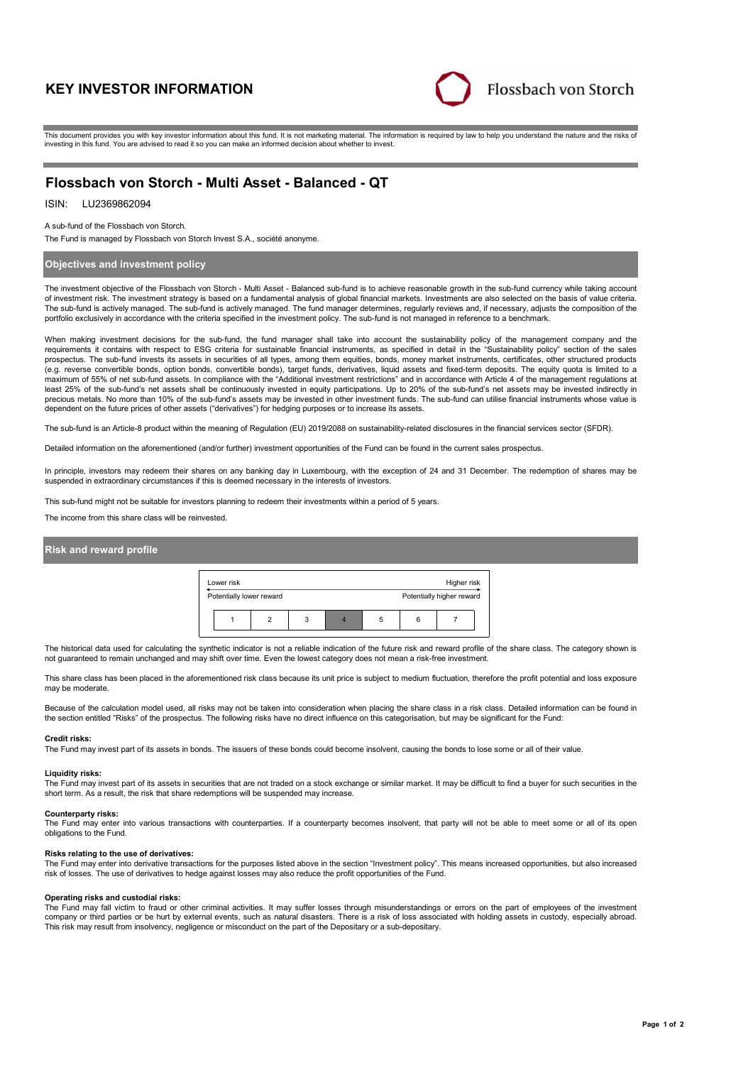# KEY INVESTOR INFORMATION

Flossbach von Storch

This document provides you with key investor information about this fund. It is not marketing material. The information is required by law to help you understand the nature and the risks of investing in this fund. You are advised to read it so you can make an informed decision about whether to invest.

## Flossbach von Storch - Multi Asset - Balanced - QT

ISIN: LU2369862094

A sub-fund of the Flossbach von Storch.

The Fund is managed by Flossbach von Storch Invest S.A., société anonyme.

### Objectives and investment policy

The investment objective of the Flossbach von Storch - Multi Asset - Balanced sub-fund is to achieve reasonable growth in the sub-fund currency while taking account of investment risk. The investment strategy is based on a fundamental analysis of global financial markets. Investments are also selected on the basis of value criteria. The sub-fund is actively managed. The sub-fund is actively managed. The fund manager determines, regularly reviews and, if necessary, adjusts the composition of the portfolio exclusively in accordance with the criteria specified in the investment policy. The sub-fund is not managed in reference to a benchmark.

When making investment decisions for the sub-fund, the fund manager shall take into account the sustainability policy of the management company and the requirements it contains with respect to ESG criteria for sustainable financial instruments, as specified in detail in the "Sustainability policy" section of the sales prospectus. The sub-fund invests its assets in securities of all types, among them equities, bonds, money market instruments, certificates, other structured products (e.g. reverse convertible bonds, option bonds, convertible bonds), target funds, derivatives, liquid assets and fixed-term deposits. The equity quota is limited to a maximum of 55% of net sub-fund assets. In compliance with the "Additional investment restrictions" and in accordance with Article 4 of the management regulations at least 25% of the sub-fund's net assets shall be continuously invested in equity participations. Up to 20% of the sub-fund's net assets may be invested indirectly in precious metals. No more than 10% of the sub-fund's assets may be invested in other investment funds. The sub-fund can utilise financial instruments whose value is dependent on the future prices of other assets ("derivatives") for hedging purposes or to increase its assets.

The sub-fund is an Article-8 product within the meaning of Regulation (EU) 2019/2088 on sustainability-related disclosures in the financial services sector (SFDR).

Detailed information on the aforementioned (and/or further) investment opportunities of the Fund can be found in the current sales prospectus.

In principle, investors may redeem their shares on any banking day in Luxembourg, with the exception of 24 and 31 December. The redemption of shares may be suspended in extraordinary circumstances if this is deemed necessary in the interests of investors.

This sub-fund might not be suitable for investors planning to redeem their investments within a period of 5 years.

The income from this share class will be reinvested.

### Risk and reward profile

| Lower risk | | | | | | Higher risk |
|---|---|---|---|---|---|---|
| Potentially lower reward | | | | | | Potentially higher reward |
| 1 | 2 | 3 | **4** | 5 | 6 | 7 |

The historical data used for calculating the synthetic indicator is not a reliable indication of the future risk and reward profile of the share class. The category shown is not guaranteed to remain unchanged and may shift over time. Even the lowest category does not mean a risk-free investment.

This share class has been placed in the aforementioned risk class because its unit price is subject to medium fluctuation, therefore the profit potential and loss exposure may be moderate.

Because of the calculation model used, all risks may not be taken into consideration when placing the share class in a risk class. Detailed information can be found in the section entitled "Risks" of the prospectus. The following risks have no direct influence on this categorisation, but may be significant for the Fund:

**Credit risks:**
The Fund may invest part of its assets in bonds. The issuers of these bonds could become insolvent, causing the bonds to lose some or all of their value.

**Liquidity risks:**
The Fund may invest part of its assets in securities that are not traded on a stock exchange or similar market. It may be difficult to find a buyer for such securities in the short term. As a result, the risk that share redemptions will be suspended may increase.

**Counterparty risks:**
The Fund may enter into various transactions with counterparties. If a counterparty becomes insolvent, that party will not be able to meet some or all of its open obligations to the Fund.

**Risks relating to the use of derivatives:**
The Fund may enter into derivative transactions for the purposes listed above in the section "Investment policy". This means increased opportunities, but also increased risk of losses. The use of derivatives to hedge against losses may also reduce the profit opportunities of the Fund.

**Operating risks and custodial risks:**
The Fund may fall victim to fraud or other criminal activities. It may suffer losses through misunderstandings or errors on the part of employees of the investment company or third parties or be hurt by external events, such as natural disasters. There is a risk of loss associated with holding assets in custody, especially abroad. This risk may result from insolvency, negligence or misconduct on the part of the Depositary or a sub-depositary.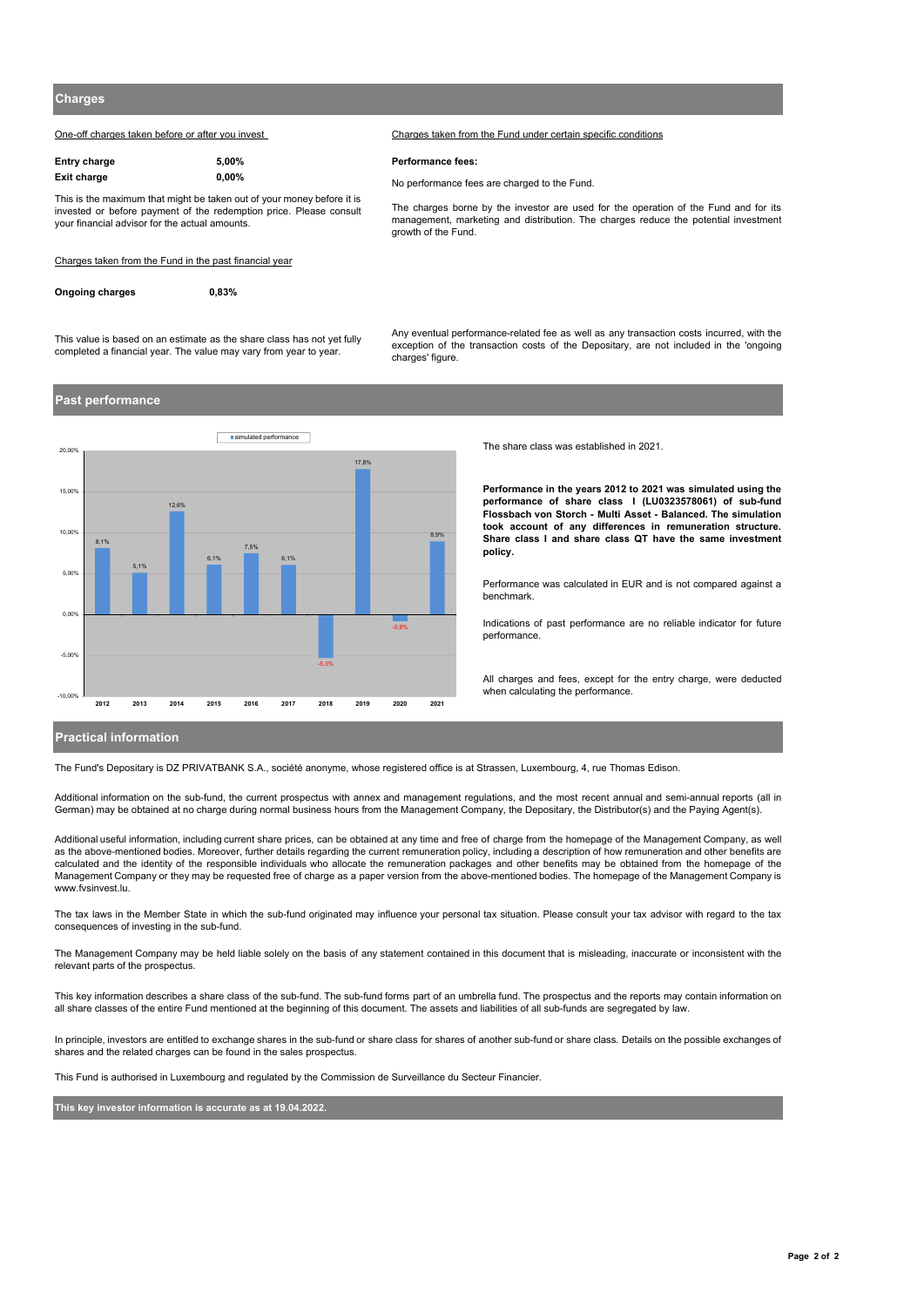## Charges

One-off charges taken before or after you invest

| | |
|---|---|
| **Entry charge** | **5,00%** |
| **Exit charge** | **0,00%** |

This is the maximum that might be taken out of your money before it is invested or before payment of the redemption price. Please consult your financial advisor for the actual amounts.

Charges taken from the Fund in the past financial year

| | |
|---|---|
| **Ongoing charges** | **0,83%** |

This value is based on an estimate as the share class has not yet fully completed a financial year. The value may vary from year to year.

Charges taken from the Fund under certain specific conditions

**Performance fees:**

No performance fees are charged to the Fund.

The charges borne by the investor are used for the operation of the Fund and for its management, marketing and distribution. The charges reduce the potential investment growth of the Fund.

Any eventual performance-related fee as well as any transaction costs incurred, with the exception of the transaction costs of the Depositary, are not included in the 'ongoing charges' figure.

## Past performance

simulated performance

20,00%
15,00%
10,00%
5,00%
0,00%
-5,00%
-10,00%

8,1%
5,1%
12,6%
6,1%
7,5%
6,1%
-5,3%
17,8%
-0,8%
8,9%

2012
2013
2014
2015
2016
2017
2018
2019
2020
2021

The share class was established in 2021.

**Performance in the years 2012 to 2021 was simulated using the performance of share class I (LU0323578061) of sub-fund Flossbach von Storch - Multi Asset - Balanced. The simulation took account of any differences in remuneration structure. Share class I and share class QT have the same investment policy.**

Performance was calculated in EUR and is not compared against a benchmark.

Indications of past performance are no reliable indicator for future performance.

All charges and fees, except for the entry charge, were deducted when calculating the performance.

## Practical information

The Fund's Depositary is DZ PRIVATBANK S.A., société anonyme, whose registered office is at Strassen, Luxembourg, 4, rue Thomas Edison.

Additional information on the sub-fund, the current prospectus with annex and management regulations, and the most recent annual and semi-annual reports (all in German) may be obtained at no charge during normal business hours from the Management Company, the Depositary, the Distributor(s) and the Paying Agent(s).

Additional useful information, including current share prices, can be obtained at any time and free of charge from the homepage of the Management Company, as well as the above-mentioned bodies. Moreover, further details regarding the current remuneration policy, including a description of how remuneration and other benefits are calculated and the identity of the responsible individuals who allocate the remuneration packages and other benefits may be obtained from the homepage of the Management Company or they may be requested free of charge as a paper version from the above-mentioned bodies. The homepage of the Management Company is www.fvsinvest.lu.

The tax laws in the Member State in which the sub-fund originated may influence your personal tax situation. Please consult your tax advisor with regard to the tax consequences of investing in the sub-fund.

The Management Company may be held liable solely on the basis of any statement contained in this document that is misleading, inaccurate or inconsistent with the relevant parts of the prospectus.

This key information describes a share class of the sub-fund. The sub-fund forms part of an umbrella fund. The prospectus and the reports may contain information on all share classes of the entire Fund mentioned at the beginning of this document. The assets and liabilities of all sub-funds are segregated by law.

In principle, investors are entitled to exchange shares in the sub-fund or share class for shares of another sub-fund or share class. Details on the possible exchanges of shares and the related charges can be found in the sales prospectus.

This Fund is authorised in Luxembourg and regulated by the Commission de Surveillance du Secteur Financier.

**This key investor information is accurate as at 19.04.2022.**